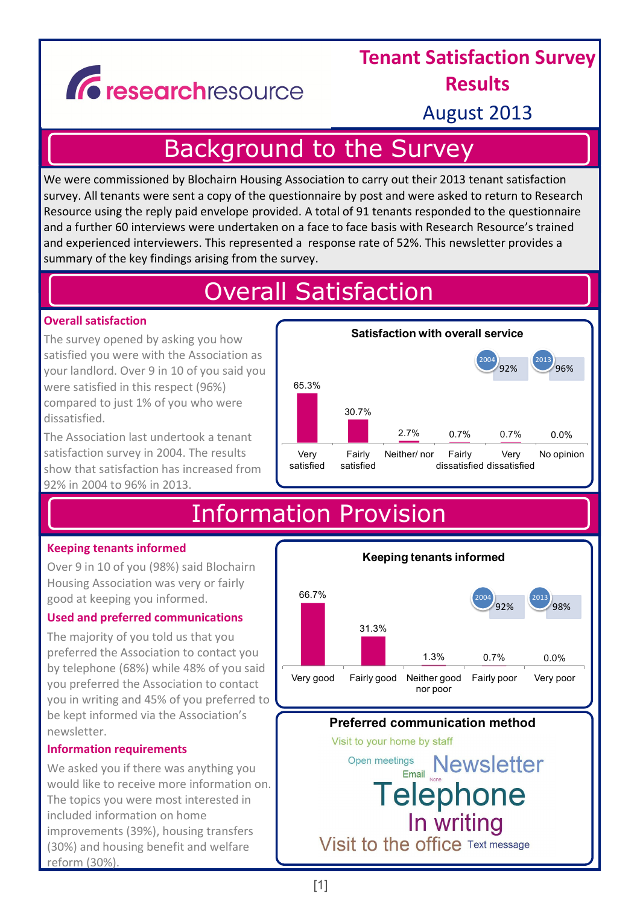researchresource

# Tenant Satisfaction Survey Results

August 2013

## Background to the Survey

We were commissioned by Blochairn Housing Association to carry out their 2013 tenant satisfaction survey. All tenants were sent a copy of the questionnaire by post and were asked to return to Research Resource using the reply paid envelope provided. A total of 91 tenants responded to the questionnaire and a further 60 interviews were undertaken on a face to face basis with Research Resource's trained and experienced interviewers. This represented a response rate of 52%. This newsletter provides a summary of the key findings arising from the survey.

## Overall Satisfaction

### Overall satisfaction

The survey opened by asking you how satisfied you were with the Association as your landlord. Over 9 in 10 of you said you were satisfied in this respect (96%) compared to just 1% of you who were dissatisfied.

The Association last undertook a tenant satisfaction survey in 2004. The results show that satisfaction has increased from 92% in 2004 to 96% in 2013.

**Satisfaction with overall service**

| Very satisfied | Fairly satisfied | Neither/ nor | Fairly dissatisfied | Very dissatisfied | No opinion |
|---|---|---|---|---|---|
| 65.3% | 30.7% | 2.7% | 0.7% | 0.7% | 0.0% |

2004: 92% · 2013: 96%

## Information Provision

### Keeping tenants informed

Over 9 in 10 of you (98%) said Blochairn Housing Association was very or fairly good at keeping you informed.

**Keeping tenants informed**

| Very good | Fairly good | Neither good nor poor | Fairly poor | Very poor |
|---|---|---|---|---|
| 66.7% | 31.3% | 1.3% | 0.7% | 0.0% |

2004: 92% · 2013: 98%

### Used and preferred communications

The majority of you told us that you preferred the Association to contact you by telephone (68%) while 48% of you said you preferred the Association to contact you in writing and 45% of you preferred to be kept informed via the Association's newsletter.

**Preferred communication method**

Visit to your home by staff, Open meetings, Newsletter, Email, None, Telephone, In writing, Visit to the office, Text message

### Information requirements

We asked you if there was anything you would like to receive more information on. The topics you were most interested in included information on home improvements (39%), housing transfers (30%) and housing benefit and welfare reform (30%).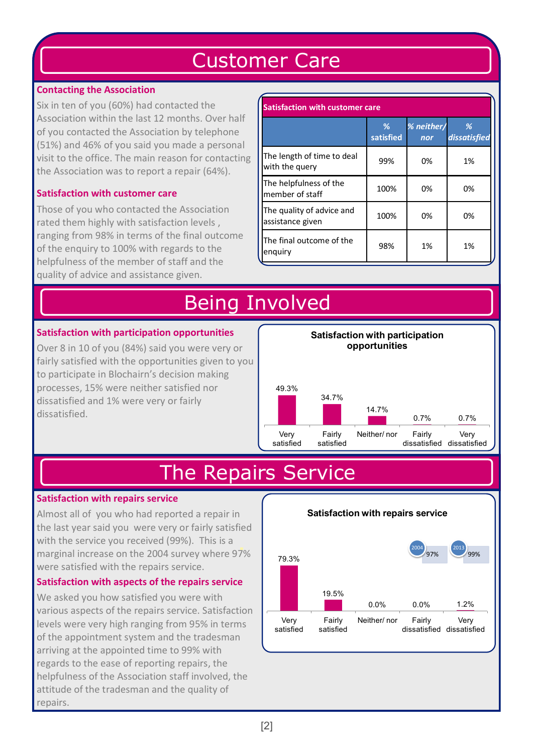# Customer Care

### Contacting the Association

Six in ten of you (60%) had contacted the Association within the last 12 months. Over half of you contacted the Association by telephone (51%) and 46% of you said you made a personal visit to the office. The main reason for contacting the Association was to report a repair (64%).

### Satisfaction with customer care

Those of you who contacted the Association rated them highly with satisfaction levels , ranging from 98% in terms of the final outcome of the enquiry to 100% with regards to the helpfulness of the member of staff and the quality of advice and assistance given.

**Satisfaction with customer care**

| | % satisfied | % neither/ nor | % dissatisfied |
|---|---|---|---|
| The length of time to deal with the query | 99% | 0% | 1% |
| The helpfulness of the member of staff | 100% | 0% | 0% |
| The quality of advice and assistance given | 100% | 0% | 0% |
| The final outcome of the enquiry | 98% | 1% | 1% |

# Being Involved

### Satisfaction with participation opportunities

Over 8 in 10 of you (84%) said you were very or fairly satisfied with the opportunities given to you to participate in Blochairn's decision making processes, 15% were neither satisfied nor dissatisfied and 1% were very or fairly dissatisfied.

**Satisfaction with participation opportunities**

| Very satisfied | Fairly satisfied | Neither/ nor | Fairly dissatisfied | Very dissatisfied |
|---|---|---|---|---|
| 49.3% | 34.7% | 14.7% | 0.7% | 0.7% |

# The Repairs Service

### Satisfaction with repairs service

Almost all of you who had reported a repair in the last year said you were very or fairly satisfied with the service you received (99%). This is a marginal increase on the 2004 survey where 97% were satisfied with the repairs service.

### Satisfaction with aspects of the repairs service

We asked you how satisfied you were with various aspects of the repairs service. Satisfaction levels were very high ranging from 95% in terms of the appointment system and the tradesman arriving at the appointed time to 99% with regards to the ease of reporting repairs, the helpfulness of the Association staff involved, the attitude of the tradesman and the quality of repairs.

**Satisfaction with repairs service**

| Very satisfied | Fairly satisfied | Neither/ nor | Fairly dissatisfied | Very dissatisfied |
|---|---|---|---|---|
| 79.3% | 19.5% | 0.0% | 0.0% | 1.2% |

2004: 97% | 2013: 99%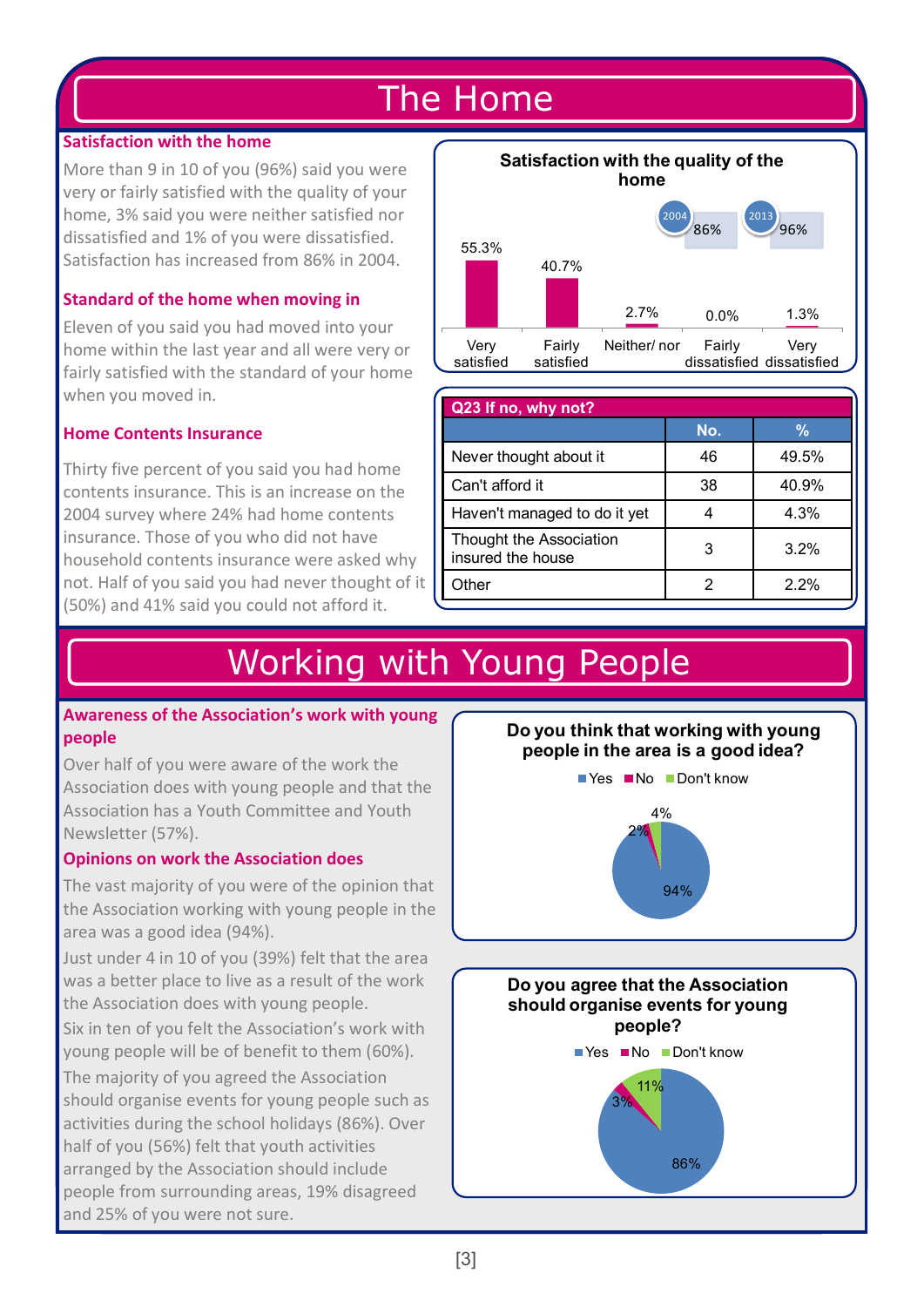# The Home

### Satisfaction with the home

More than 9 in 10 of you (96%) said you were very or fairly satisfied with the quality of your home, 3% said you were neither satisfied nor dissatisfied and 1% of you were dissatisfied. Satisfaction has increased from 86% in 2004.

### Standard of the home when moving in

Eleven of you said you had moved into your home within the last year and all were very or fairly satisfied with the standard of your home when you moved in.

### Home Contents Insurance

Thirty five percent of you said you had home contents insurance. This is an increase on the 2004 survey where 24% had home contents insurance. Those of you who did not have household contents insurance were asked why not. Half of you said you had never thought of it (50%) and 41% said you could not afford it.

**Satisfaction with the quality of the home**

| Very satisfied | Fairly satisfied | Neither/ nor | Fairly dissatisfied | Very dissatisfied |
|---|---|---|---|---|
| 55.3% | 40.7% | 2.7% | 0.0% | 1.3% |

2004: 86% — 2013: 96%

| Q23 If no, why not? | No. | % |
|---|---|---|
| Never thought about it | 46 | 49.5% |
| Can't afford it | 38 | 40.9% |
| Haven't managed to do it yet | 4 | 4.3% |
| Thought the Association insured the house | 3 | 3.2% |
| Other | 2 | 2.2% |

# Working with Young People

### Awareness of the Association's work with young people

Over half of you were aware of the work the Association does with young people and that the Association has a Youth Committee and Youth Newsletter (57%).

### Opinions on work the Association does

The vast majority of you were of the opinion that the Association working with young people in the area was a good idea (94%).

Just under 4 in 10 of you (39%) felt that the area was a better place to live as a result of the work the Association does with young people.

Six in ten of you felt the Association's work with young people will be of benefit to them (60%).

The majority of you agreed the Association should organise events for young people such as activities during the school holidays (86%). Over half of you (56%) felt that youth activities arranged by the Association should include people from surrounding areas, 19% disagreed and 25% of you were not sure.

**Do you think that working with young people in the area is a good idea?**

| Yes | No | Don't know |
|---|---|---|
| 94% | 2% | 4% |

**Do you agree that the Association should organise events for young people?**

| Yes | No | Don't know |
|---|---|---|
| 86% | 3% | 11% |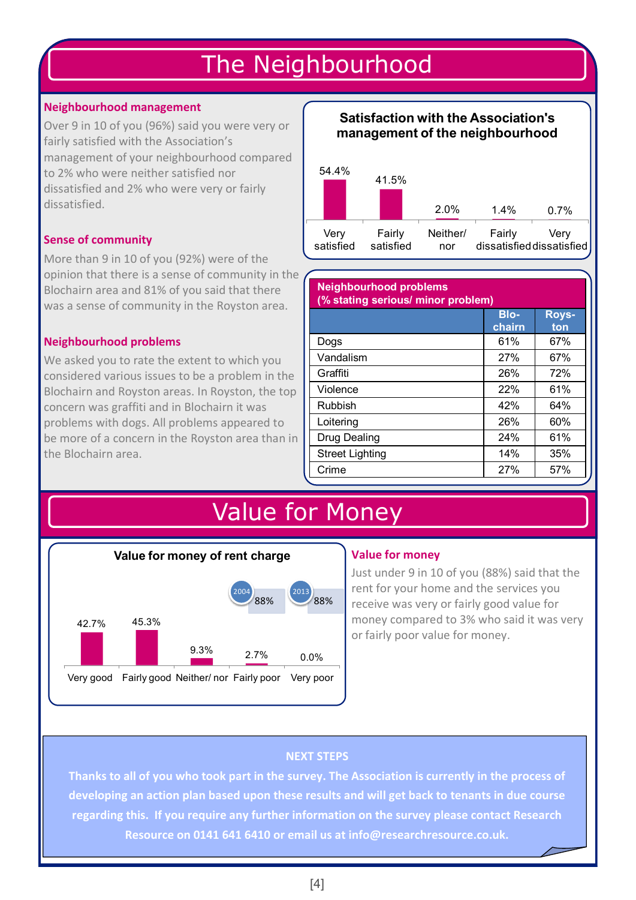# The Neighbourhood

### Neighbourhood management

Over 9 in 10 of you (96%) said you were very or fairly satisfied with the Association's management of your neighbourhood compared to 2% who were neither satisfied nor dissatisfied and 2% who were very or fairly dissatisfied.

**Satisfaction with the Association's management of the neighbourhood**

54.4%
41.5%
2.0%
1.4%
0.7%

Very satisfied
Fairly satisfied
Neither/ nor
Fairly dissatisfied
Very dissatisfied

### Sense of community

More than 9 in 10 of you (92%) were of the opinion that there is a sense of community in the Blochairn area and 81% of you said that there was a sense of community in the Royston area.

### Neighbourhood problems

We asked you to rate the extent to which you considered various issues to be a problem in the Blochairn and Royston areas. In Royston, the top concern was graffiti and in Blochairn it was problems with dogs. All problems appeared to be more of a concern in the Royston area than in the Blochairn area.

**Neighbourhood problems (% stating serious/ minor problem)**

| | Blochairn | Royston |
|---|---|---|
| Dogs | 61% | 67% |
| Vandalism | 27% | 67% |
| Graffiti | 26% | 72% |
| Violence | 22% | 61% |
| Rubbish | 42% | 64% |
| Loitering | 26% | 60% |
| Drug Dealing | 24% | 61% |
| Street Lighting | 14% | 35% |
| Crime | 27% | 57% |

# Value for Money

**Value for money of rent charge**

2004 88%
2013 88%

42.7%
45.3%
9.3%
2.7%
0.0%

Very good
Fairly good
Neither/ nor
Fairly poor
Very poor

### Value for money

Just under 9 in 10 of you (88%) said that the rent for your home and the services you receive was very or fairly good value for money compared to 3% who said it was very or fairly poor value for money.

**NEXT STEPS**

**Thanks to all of you who took part in the survey. The Association is currently in the process of developing an action plan based upon these results and will get back to tenants in due course regarding this. If you require any further information on the survey please contact Research Resource on 0141 641 6410 or email us at info@researchresource.co.uk.**